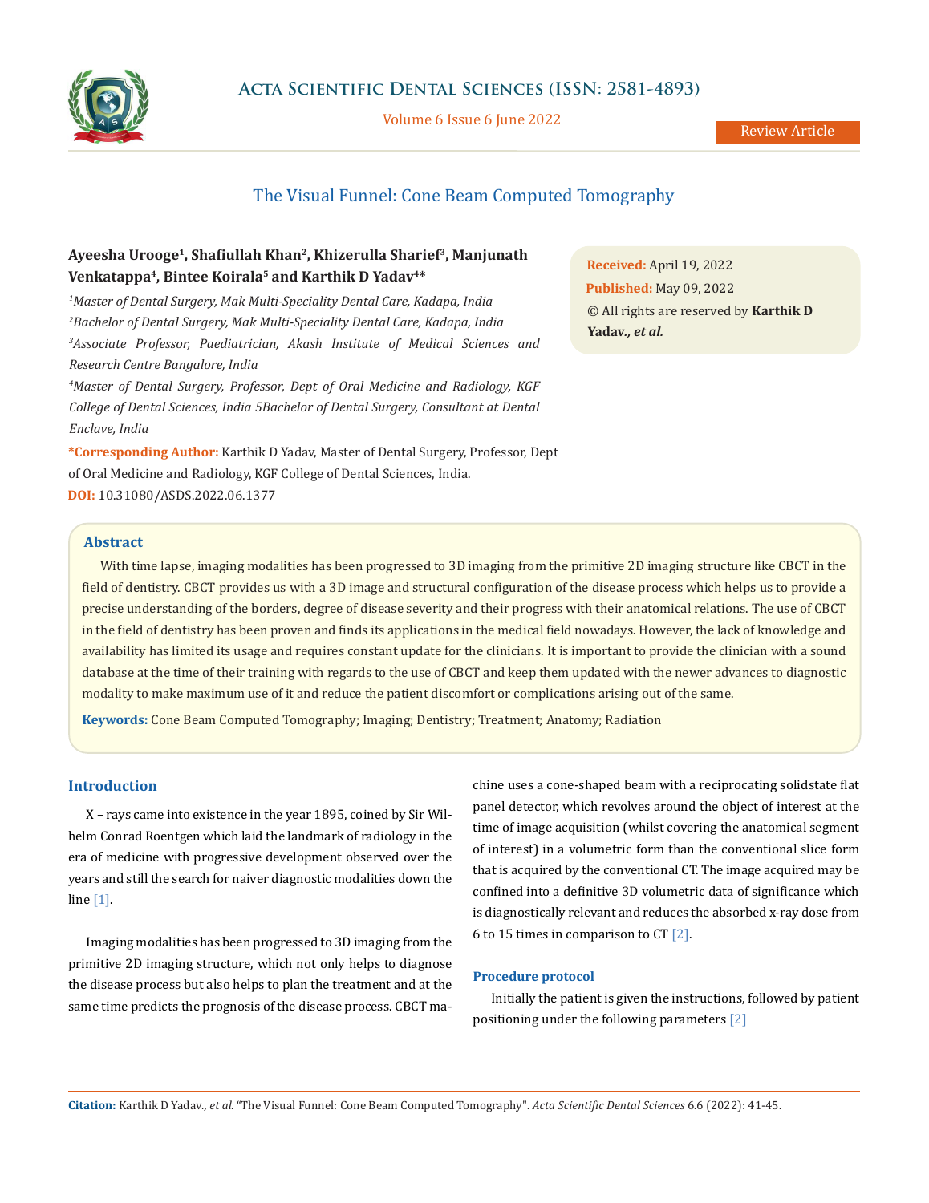Acta Scientific Dental Sciences (ISSN: 2581-4893)

Review Article

# The Visual Funnel: Cone Beam Computed Tomography

**Ayeesha Urooge[1], Shafiullah Khan[2], Khizerulla Sharief[3], Manjunath Venkatappa[4], Bintee Koirala[5] and Karthik D Yadav[4]***

*[1]Master of Dental Surgery, Mak Multi-Speciality Dental Care, Kadapa, India*

*[2]Bachelor of Dental Surgery, Mak Multi-Speciality Dental Care, Kadapa, India*

*[3]Associate Professor, Paediatrician, Akash Institute of Medical Sciences and Research Centre Bangalore, India*

*[4]Master of Dental Surgery, Professor, Dept of Oral Medicine and Radiology, KGF College of Dental Sciences, India 5Bachelor of Dental Surgery, Consultant at Dental Enclave, India*

**\*Corresponding Author:** Karthik D Yadav, Master of Dental Surgery, Professor, Dept of Oral Medicine and Radiology, KGF College of Dental Sciences, India.

**DOI:** 10.31080/ASDS.2022.06.1377

**Received:** April 19, 2022

**Published:** May 09, 2022

© All rights are reserved by **Karthik D Yadav., *et al.***

## Abstract

With time lapse, imaging modalities has been progressed to 3D imaging from the primitive 2D imaging structure like CBCT in the field of dentistry. CBCT provides us with a 3D image and structural configuration of the disease process which helps us to provide a precise understanding of the borders, degree of disease severity and their progress with their anatomical relations. The use of CBCT in the field of dentistry has been proven and finds its applications in the medical field nowadays. However, the lack of knowledge and availability has limited its usage and requires constant update for the clinicians. It is important to provide the clinician with a sound database at the time of their training with regards to the use of CBCT and keep them updated with the newer advances to diagnostic modality to make maximum use of it and reduce the patient discomfort or complications arising out of the same.

**Keywords:** Cone Beam Computed Tomography; Imaging; Dentistry; Treatment; Anatomy; Radiation

## Introduction

X – rays came into existence in the year 1895, coined by Sir Wilhelm Conrad Roentgen which laid the landmark of radiology in the era of medicine with progressive development observed over the years and still the search for naiver diagnostic modalities down the line [1].

Imaging modalities has been progressed to 3D imaging from the primitive 2D imaging structure, which not only helps to diagnose the disease process but also helps to plan the treatment and at the same time predicts the prognosis of the disease process. CBCT machine uses a cone-shaped beam with a reciprocating solidstate flat panel detector, which revolves around the object of interest at the time of image acquisition (whilst covering the anatomical segment of interest) in a volumetric form than the conventional slice form that is acquired by the conventional CT. The image acquired may be confined into a definitive 3D volumetric data of significance which is diagnostically relevant and reduces the absorbed x-ray dose from 6 to 15 times in comparison to CT [2].

### Procedure protocol

Initially the patient is given the instructions, followed by patient positioning under the following parameters [2]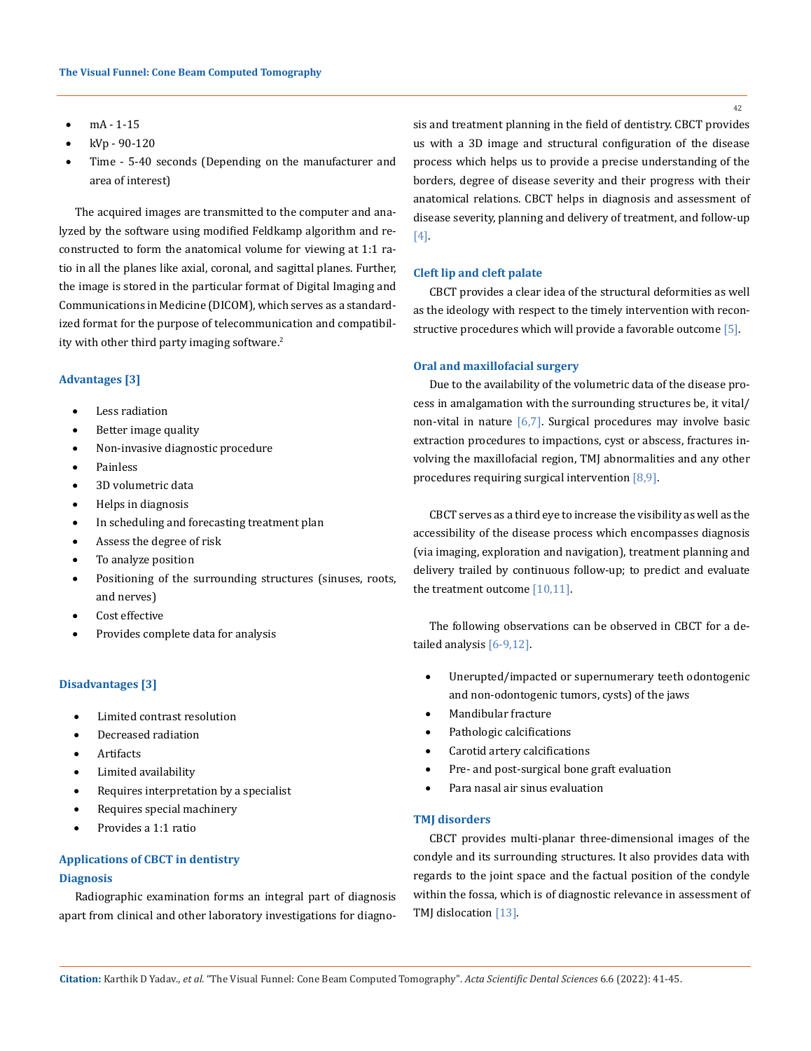- mA - 1-15
- kVp - 90-120
- Time - 5-40 seconds (Depending on the manufacturer and area of interest)

The acquired images are transmitted to the computer and analyzed by the software using modified Feldkamp algorithm and reconstructed to form the anatomical volume for viewing at 1:1 ratio in all the planes like axial, coronal, and sagittal planes. Further, the image is stored in the particular format of Digital Imaging and Communications in Medicine (DICOM), which serves as a standardized format for the purpose of telecommunication and compatibility with other third party imaging software.[2]

### Advantages [3]

- Less radiation
- Better image quality
- Non-invasive diagnostic procedure
- Painless
- 3D volumetric data
- Helps in diagnosis
- In scheduling and forecasting treatment plan
- Assess the degree of risk
- To analyze position
- Positioning of the surrounding structures (sinuses, roots, and nerves)
- Cost effective
- Provides complete data for analysis

### Disadvantages [3]

- Limited contrast resolution
- Decreased radiation
- Artifacts
- Limited availability
- Requires interpretation by a specialist
- Requires special machinery
- Provides a 1:1 ratio

### Applications of CBCT in dentistry

### Diagnosis

Radiographic examination forms an integral part of diagnosis apart from clinical and other laboratory investigations for diagnosis and treatment planning in the field of dentistry. CBCT provides us with a 3D image and structural configuration of the disease process which helps us to provide a precise understanding of the borders, degree of disease severity and their progress with their anatomical relations. CBCT helps in diagnosis and assessment of disease severity, planning and delivery of treatment, and follow-up [4].

### Cleft lip and cleft palate

CBCT provides a clear idea of the structural deformities as well as the ideology with respect to the timely intervention with reconstructive procedures which will provide a favorable outcome [5].

### Oral and maxillofacial surgery

Due to the availability of the volumetric data of the disease process in amalgamation with the surrounding structures be, it vital/non-vital in nature [6,7]. Surgical procedures may involve basic extraction procedures to impactions, cyst or abscess, fractures involving the maxillofacial region, TMJ abnormalities and any other procedures requiring surgical intervention [8,9].

CBCT serves as a third eye to increase the visibility as well as the accessibility of the disease process which encompasses diagnosis (via imaging, exploration and navigation), treatment planning and delivery trailed by continuous follow-up; to predict and evaluate the treatment outcome [10,11].

The following observations can be observed in CBCT for a detailed analysis [6-9,12].

- Unerupted/impacted or supernumerary teeth odontogenic and non-odontogenic tumors, cysts) of the jaws
- Mandibular fracture
- Pathologic calcifications
- Carotid artery calcifications
- Pre- and post-surgical bone graft evaluation
- Para nasal air sinus evaluation

### TMJ disorders

CBCT provides multi-planar three-dimensional images of the condyle and its surrounding structures. It also provides data with regards to the joint space and the factual position of the condyle within the fossa, which is of diagnostic relevance in assessment of TMJ dislocation [13].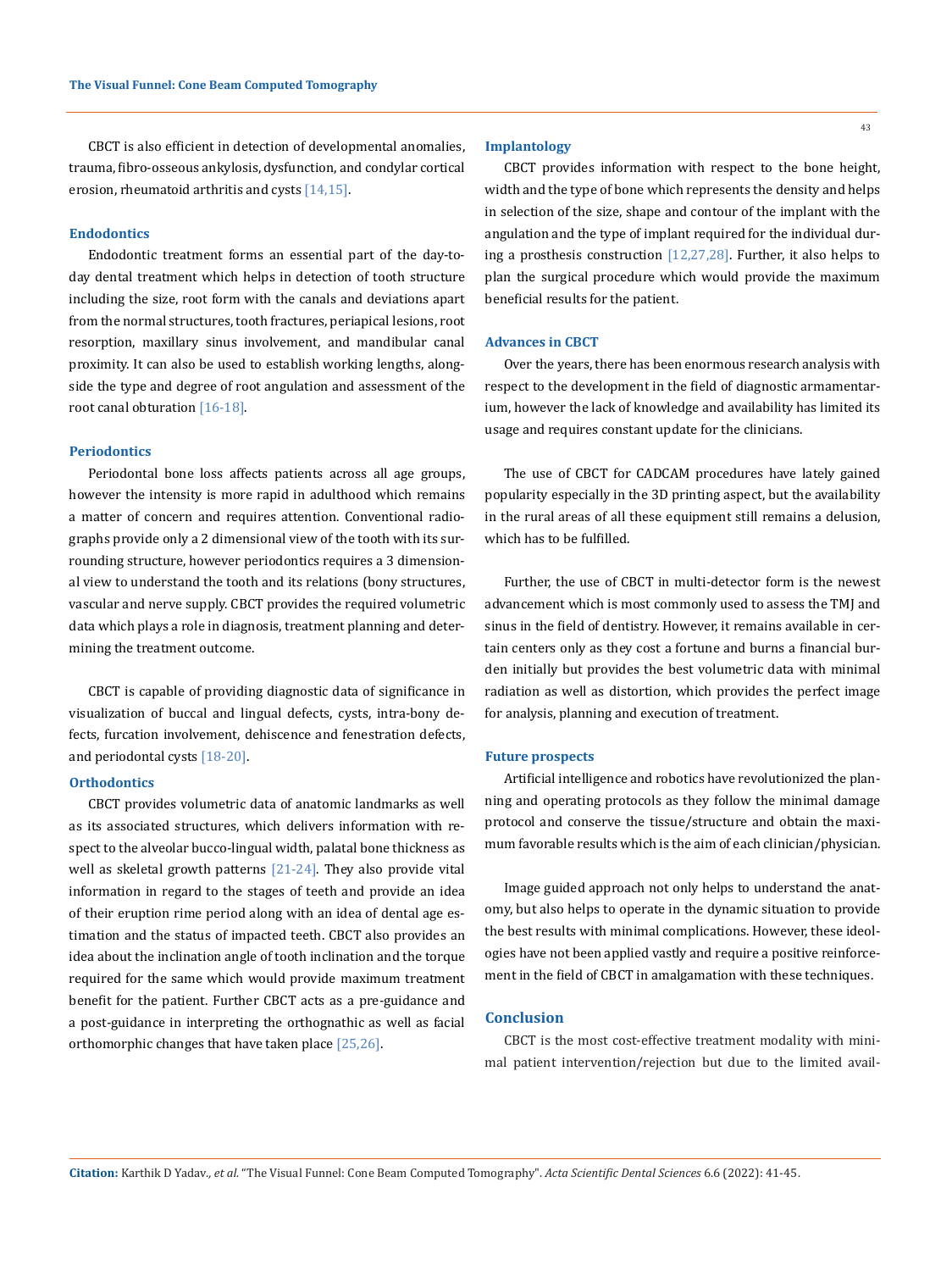CBCT is also efficient in detection of developmental anomalies, trauma, fibro-osseous ankylosis, dysfunction, and condylar cortical erosion, rheumatoid arthritis and cysts [14,15].

### Endodontics

Endodontic treatment forms an essential part of the day-to-day dental treatment which helps in detection of tooth structure including the size, root form with the canals and deviations apart from the normal structures, tooth fractures, periapical lesions, root resorption, maxillary sinus involvement, and mandibular canal proximity. It can also be used to establish working lengths, alongside the type and degree of root angulation and assessment of the root canal obturation [16-18].

### Periodontics

Periodontal bone loss affects patients across all age groups, however the intensity is more rapid in adulthood which remains a matter of concern and requires attention. Conventional radiographs provide only a 2 dimensional view of the tooth with its surrounding structure, however periodontics requires a 3 dimensional view to understand the tooth and its relations (bony structures, vascular and nerve supply. CBCT provides the required volumetric data which plays a role in diagnosis, treatment planning and determining the treatment outcome.

CBCT is capable of providing diagnostic data of significance in visualization of buccal and lingual defects, cysts, intra-bony defects, furcation involvement, dehiscence and fenestration defects, and periodontal cysts [18-20].

### Orthodontics

CBCT provides volumetric data of anatomic landmarks as well as its associated structures, which delivers information with respect to the alveolar bucco-lingual width, palatal bone thickness as well as skeletal growth patterns [21-24]. They also provide vital information in regard to the stages of teeth and provide an idea of their eruption rime period along with an idea of dental age estimation and the status of impacted teeth. CBCT also provides an idea about the inclination angle of tooth inclination and the torque required for the same which would provide maximum treatment benefit for the patient. Further CBCT acts as a pre-guidance and a post-guidance in interpreting the orthognathic as well as facial orthomorphic changes that have taken place [25,26].

### Implantology

CBCT provides information with respect to the bone height, width and the type of bone which represents the density and helps in selection of the size, shape and contour of the implant with the angulation and the type of implant required for the individual during a prosthesis construction [12,27,28]. Further, it also helps to plan the surgical procedure which would provide the maximum beneficial results for the patient.

### Advances in CBCT

Over the years, there has been enormous research analysis with respect to the development in the field of diagnostic armamentarium, however the lack of knowledge and availability has limited its usage and requires constant update for the clinicians.

The use of CBCT for CADCAM procedures have lately gained popularity especially in the 3D printing aspect, but the availability in the rural areas of all these equipment still remains a delusion, which has to be fulfilled.

Further, the use of CBCT in multi-detector form is the newest advancement which is most commonly used to assess the TMJ and sinus in the field of dentistry. However, it remains available in certain centers only as they cost a fortune and burns a financial burden initially but provides the best volumetric data with minimal radiation as well as distortion, which provides the perfect image for analysis, planning and execution of treatment.

### Future prospects

Artificial intelligence and robotics have revolutionized the planning and operating protocols as they follow the minimal damage protocol and conserve the tissue/structure and obtain the maximum favorable results which is the aim of each clinician/physician.

Image guided approach not only helps to understand the anatomy, but also helps to operate in the dynamic situation to provide the best results with minimal complications. However, these ideologies have not been applied vastly and require a positive reinforcement in the field of CBCT in amalgamation with these techniques.

## Conclusion

CBCT is the most cost-effective treatment modality with minimal patient intervention/rejection but due to the limited avail-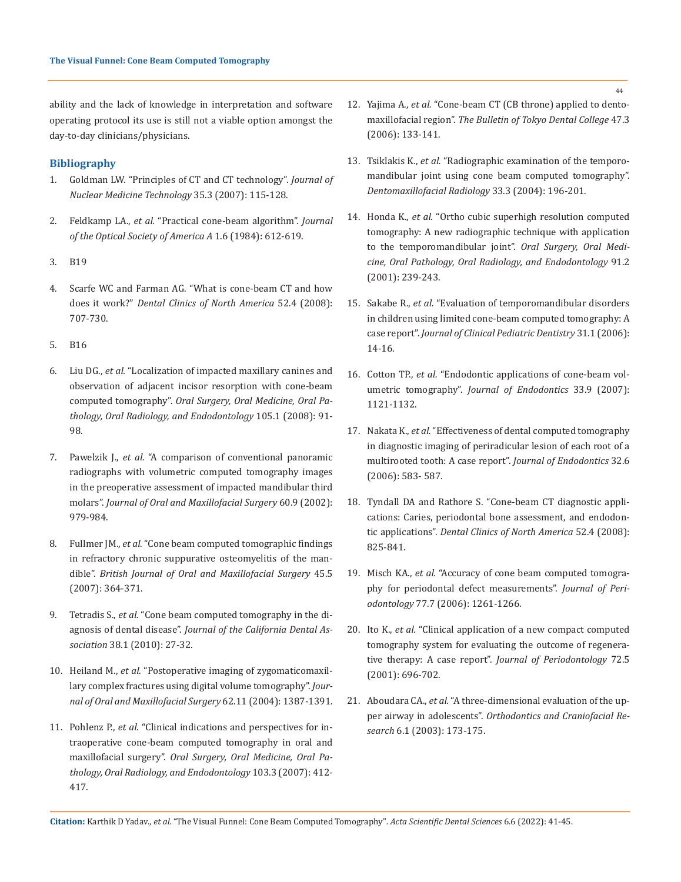ability and the lack of knowledge in interpretation and software operating protocol its use is still not a viable option amongst the day-to-day clinicians/physicians.

## Bibliography

1. Goldman LW. "Principles of CT and CT technology". *Journal of Nuclear Medicine Technology* 35.3 (2007): 115-128.
2. Feldkamp LA., *et al.* "Practical cone-beam algorithm". *Journal of the Optical Society of America A* 1.6 (1984): 612-619.
3. B19
4. Scarfe WC and Farman AG. "What is cone-beam CT and how does it work?" *Dental Clinics of North America* 52.4 (2008): 707-730.
5. B16
6. Liu DG., *et al.* "Localization of impacted maxillary canines and observation of adjacent incisor resorption with cone-beam computed tomography". *Oral Surgery, Oral Medicine, Oral Pathology, Oral Radiology, and Endodontology* 105.1 (2008): 91-98.
7. Pawelzik J., *et al.* "A comparison of conventional panoramic radiographs with volumetric computed tomography images in the preoperative assessment of impacted mandibular third molars". *Journal of Oral and Maxillofacial Surgery* 60.9 (2002): 979-984.
8. Fullmer JM., *et al.* "Cone beam computed tomographic findings in refractory chronic suppurative osteomyelitis of the mandible". *British Journal of Oral and Maxillofacial Surgery* 45.5 (2007): 364-371.
9. Tetradis S., *et al.* "Cone beam computed tomography in the diagnosis of dental disease". *Journal of the California Dental Association* 38.1 (2010): 27-32.
10. Heiland M., *et al.* "Postoperative imaging of zygomaticomaxillary complex fractures using digital volume tomography". *Journal of Oral and Maxillofacial Surgery* 62.11 (2004): 1387-1391.
11. Pohlenz P., *et al.* "Clinical indications and perspectives for intraoperative cone-beam computed tomography in oral and maxillofacial surgery". *Oral Surgery, Oral Medicine, Oral Pathology, Oral Radiology, and Endodontology* 103.3 (2007): 412-417.
12. Yajima A., *et al.* "Cone-beam CT (CB throne) applied to dentomaxillofacial region". *The Bulletin of Tokyo Dental College* 47.3 (2006): 133-141.
13. Tsiklakis K., *et al.* "Radiographic examination of the temporomandibular joint using cone beam computed tomography". *Dentomaxillofacial Radiology* 33.3 (2004): 196-201.
14. Honda K., *et al.* "Ortho cubic superhigh resolution computed tomography: A new radiographic technique with application to the temporomandibular joint". *Oral Surgery, Oral Medicine, Oral Pathology, Oral Radiology, and Endodontology* 91.2 (2001): 239-243.
15. Sakabe R., *et al.* "Evaluation of temporomandibular disorders in children using limited cone-beam computed tomography: A case report". *Journal of Clinical Pediatric Dentistry* 31.1 (2006): 14-16.
16. Cotton TP., *et al.* "Endodontic applications of cone-beam volumetric tomography". *Journal of Endodontics* 33.9 (2007): 1121-1132.
17. Nakata K., *et al.* "Effectiveness of dental computed tomography in diagnostic imaging of periradicular lesion of each root of a multirooted tooth: A case report". *Journal of Endodontics* 32.6 (2006): 583- 587.
18. Tyndall DA and Rathore S. "Cone-beam CT diagnostic applications: Caries, periodontal bone assessment, and endodontic applications". *Dental Clinics of North America* 52.4 (2008): 825-841.
19. Misch KA., *et al.* "Accuracy of cone beam computed tomography for periodontal defect measurements". *Journal of Periodontology* 77.7 (2006): 1261-1266.
20. Ito K., *et al.* "Clinical application of a new compact computed tomography system for evaluating the outcome of regenerative therapy: A case report". *Journal of Periodontology* 72.5 (2001): 696-702.
21. Aboudara CA., *et al.* "A three-dimensional evaluation of the upper airway in adolescents". *Orthodontics and Craniofacial Research* 6.1 (2003): 173-175.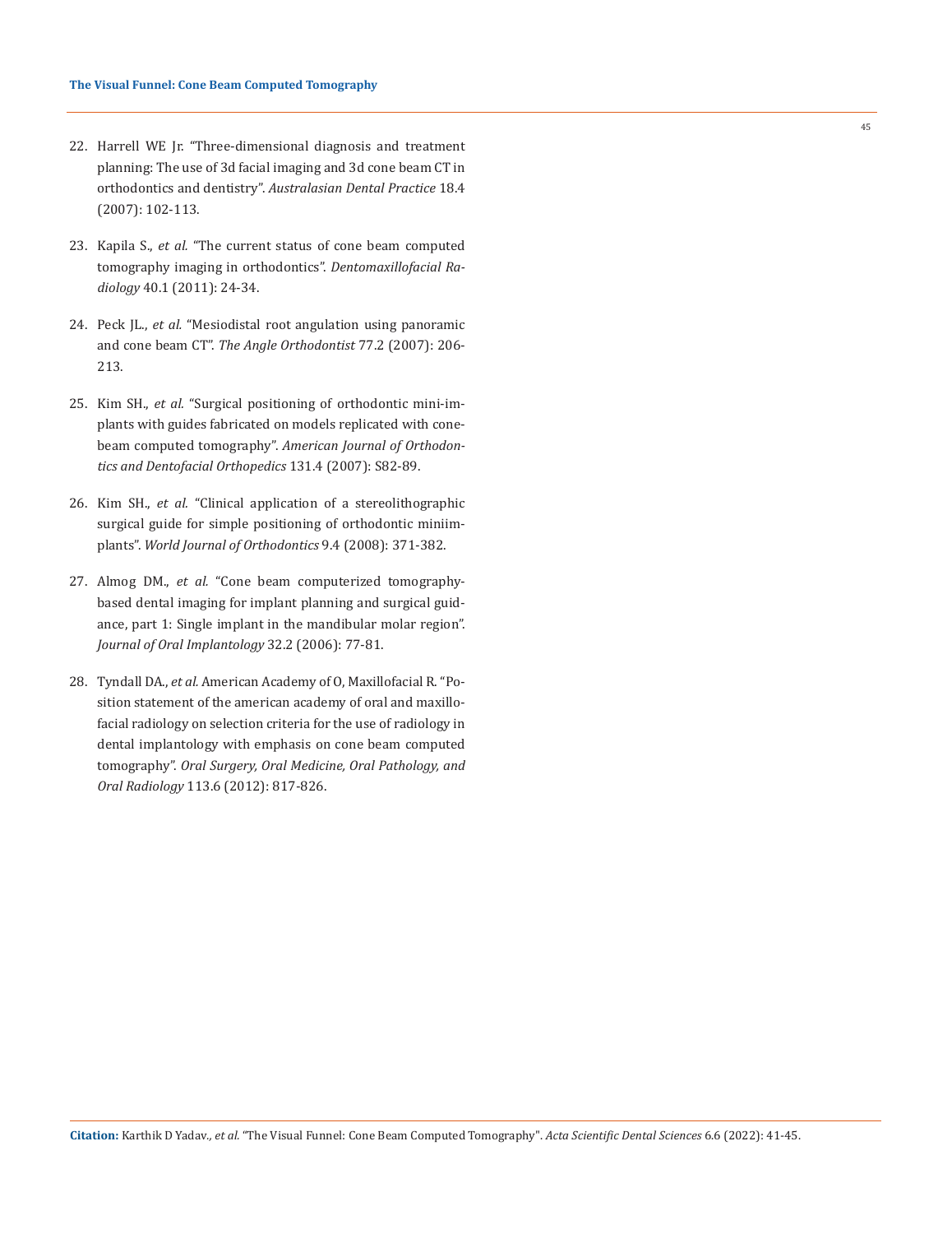22. Harrell WE Jr. "Three-dimensional diagnosis and treatment planning: The use of 3d facial imaging and 3d cone beam CT in orthodontics and dentistry". *Australasian Dental Practice* 18.4 (2007): 102-113.

23. Kapila S., *et al.* "The current status of cone beam computed tomography imaging in orthodontics". *Dentomaxillofacial Radiology* 40.1 (2011): 24-34.

24. Peck JL., *et al.* "Mesiodistal root angulation using panoramic and cone beam CT". *The Angle Orthodontist* 77.2 (2007): 206-213.

25. Kim SH., *et al.* "Surgical positioning of orthodontic mini-implants with guides fabricated on models replicated with cone-beam computed tomography". *American Journal of Orthodontics and Dentofacial Orthopedics* 131.4 (2007): S82-89.

26. Kim SH., *et al.* "Clinical application of a stereolithographic surgical guide for simple positioning of orthodontic miniimplants". *World Journal of Orthodontics* 9.4 (2008): 371-382.

27. Almog DM., *et al.* "Cone beam computerized tomography-based dental imaging for implant planning and surgical guidance, part 1: Single implant in the mandibular molar region". *Journal of Oral Implantology* 32.2 (2006): 77-81.

28. Tyndall DA., *et al.* American Academy of O, Maxillofacial R. "Position statement of the american academy of oral and maxillofacial radiology on selection criteria for the use of radiology in dental implantology with emphasis on cone beam computed tomography". *Oral Surgery, Oral Medicine, Oral Pathology, and Oral Radiology* 113.6 (2012): 817-826.